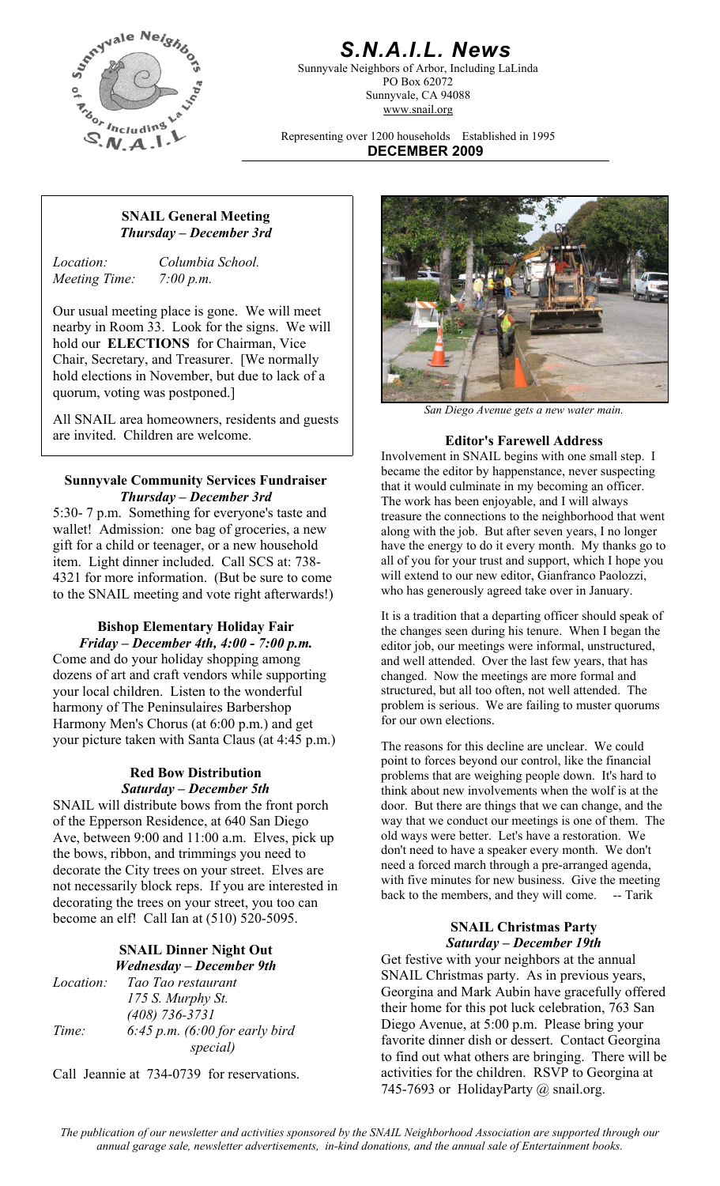# S.N.A.I.L. News

Sunnyvale Neighbors of Arbor, Including LaLinda
PO Box 62072
Sunnyvale, CA 94088
www.snail.org

Representing over 1200 households Established in 1995

**DECEMBER 2009**

### SNAIL General Meeting
***Thursday – December 3rd***

*Location:* *Columbia School.*
*Meeting Time:* *7:00 p.m.*

Our usual meeting place is gone. We will meet nearby in Room 33. Look for the signs. We will hold our **ELECTIONS** for Chairman, Vice Chair, Secretary, and Treasurer. [We normally hold elections in November, but due to lack of a quorum, voting was postponed.]

All SNAIL area homeowners, residents and guests are invited. Children are welcome.

### Sunnyvale Community Services Fundraiser
***Thursday – December 3rd***

5:30- 7 p.m. Something for everyone's taste and wallet! Admission: one bag of groceries, a new gift for a child or teenager, or a new household item. Light dinner included. Call SCS at: 738-4321 for more information. (But be sure to come to the SNAIL meeting and vote right afterwards!)

### Bishop Elementary Holiday Fair
***Friday – December 4th, 4:00 - 7:00 p.m.***

Come and do your holiday shopping among dozens of art and craft vendors while supporting your local children. Listen to the wonderful harmony of The Peninsulaires Barbershop Harmony Men's Chorus (at 6:00 p.m.) and get your picture taken with Santa Claus (at 4:45 p.m.)

### Red Bow Distribution
***Saturday – December 5th***

SNAIL will distribute bows from the front porch of the Epperson Residence, at 640 San Diego Ave, between 9:00 and 11:00 a.m. Elves, pick up the bows, ribbon, and trimmings you need to decorate the City trees on your street. Elves are not necessarily block reps. If you are interested in decorating the trees on your street, you too can become an elf! Call Ian at (510) 520-5095.

### SNAIL Dinner Night Out
***Wednesday – December 9th***

*Location:* *Tao Tao restaurant*
*175 S. Murphy St.*
*(408) 736-3731*
*Time:* *6:45 p.m. (6:00 for early bird special)*

Call Jeannie at 734-0739 for reservations.

*San Diego Avenue gets a new water main.*

### Editor's Farewell Address

Involvement in SNAIL begins with one small step. I became the editor by happenstance, never suspecting that it would culminate in my becoming an officer. The work has been enjoyable, and I will always treasure the connections to the neighborhood that went along with the job. But after seven years, I no longer have the energy to do it every month. My thanks go to all of you for your trust and support, which I hope you will extend to our new editor, Gianfranco Paolozzi, who has generously agreed take over in January.

It is a tradition that a departing officer should speak of the changes seen during his tenure. When I began the editor job, our meetings were informal, unstructured, and well attended. Over the last few years, that has changed. Now the meetings are more formal and structured, but all too often, not well attended. The problem is serious. We are failing to muster quorums for our own elections.

The reasons for this decline are unclear. We could point to forces beyond our control, like the financial problems that are weighing people down. It's hard to think about new involvements when the wolf is at the door. But there are things that we can change, and the way that we conduct our meetings is one of them. The old ways were better. Let's have a restoration. We don't need to have a speaker every month. We don't need a forced march through a pre-arranged agenda, with five minutes for new business. Give the meeting back to the members, and they will come. -- Tarik

### SNAIL Christmas Party
***Saturday – December 19th***

Get festive with your neighbors at the annual SNAIL Christmas party. As in previous years, Georgina and Mark Aubin have gracefully offered their home for this pot luck celebration, 763 San Diego Avenue, at 5:00 p.m. Please bring your favorite dinner dish or dessert. Contact Georgina to find out what others are bringing. There will be activities for the children. RSVP to Georgina at 745-7693 or HolidayParty @ snail.org.

*The publication of our newsletter and activities sponsored by the SNAIL Neighborhood Association are supported through our annual garage sale, newsletter advertisements, in-kind donations, and the annual sale of Entertainment books.*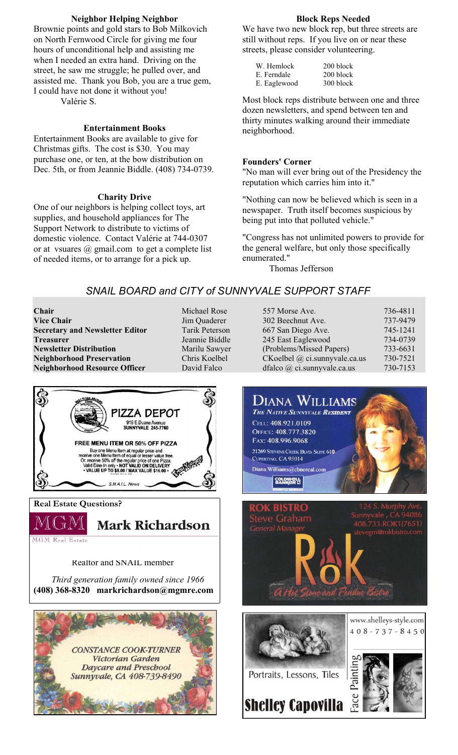### Neighbor Helping Neighbor

Brownie points and gold stars to Bob Milkovich on North Fernwood Circle for giving me four hours of unconditional help and assisting me when I needed an extra hand. Driving on the street, he saw me struggle; he pulled over, and assisted me. Thank you Bob, you are a true gem, I could have not done it without you!

Valérie S.

### Entertainment Books

Entertainment Books are available to give for Christmas gifts. The cost is $30. You may purchase one, or ten, at the bow distribution on Dec. 5th, or from Jeannie Biddle. (408) 734-0739.

### Charity Drive

One of our neighbors is helping collect toys, art supplies, and household appliances for The Support Network to distribute to victims of domestic violence. Contact Valérie at 744-0307 or at vsuares @ gmail.com to get a complete list of needed items, or to arrange for a pick up.

### Block Reps Needed

We have two new block rep, but three streets are still without reps. If you live on or near these streets, please consider volunteering.

| | |
|---|---|
| W. Hemlock | 200 block |
| E. Ferndale | 200 block |
| E. Eaglewood | 300 block |

Most block reps distribute between one and three dozen newsletters, and spend between ten and thirty minutes walking around their immediate neighborhood.

### Founders' Corner

"No man will ever bring out of the Presidency the reputation which carries him into it."

"Nothing can now be believed which is seen in a newspaper. Truth itself becomes suspicious by being put into that polluted vehicle."

"Congress has not unlimited powers to provide for the general welfare, but only those specifically enumerated."

Thomas Jefferson

## *SNAIL BOARD and CITY of SUNNYVALE SUPPORT STAFF*

| | | | |
|---|---|---|---|
| **Chair** | Michael Rose | 557 Morse Ave. | 736-4811 |
| **Vice Chair** | Jim Quaderer | 302 Beechnut Ave. | 737-9479 |
| **Secretary and Newsletter Editor** | Tarik Peterson | 667 San Diego Ave. | 745-1241 |
| **Treasurer** | Jeannie Biddle | 245 East Eaglewood | 734-0739 |
| **Newsletter Distribution** | Marilu Sawyer | (Problems/Missed Papers) | 733-6631 |
| **Neighborhood Preservation** | Chris Koelbel | CKoelbel @ ci.sunnyvale.ca.us | 730-7521 |
| **Neighborhood Resource Officer** | David Falco | dfalco @ ci.sunnyvale.ca.us | 730-7153 |

PIZZA DEPOT
919 E.Duane Avenue
SUNNYVALE 245-7760

FREE MENU ITEM OR 50% OFF PIZZA
Buy one Menu Item at regular price and receive one Menu Item of equal or lesser value free.
Or, receive 50% off the regular price of one Pizza.
Valid Dine-In only • NOT VALID ON DELIVERY
• VALUE UP TO $8.00 / MAX VALUE $16.00 •

S.N.A.I.L. News

DIANA WILLIAMS
*The Native Sunnyvale Resident*
Cell: 408.921.0109
Office: 408.777.3820
Fax: 408.996.9068
21269 Stevens Creek Blvd. Suite 610
Cupertino, CA 95014
Diana.Williams@cbnorcal.com
Coldwell Banker

**Real Estate Questions?**

MGM **Mark Richardson**

MGM Real Estate

Realtor and SNAIL member

*Third generation family owned since 1966*
**(408) 368-8320 markrichardson@mgmre.com**

ROK BISTRO
Steve Graham
General Manager
124 S. Murphy Ave.
Sunnyvale, CA 94086
408.733.ROK1(7651)
stevegm@rokbistro.com
Rok
*A Hot Stone and Fondue Bistro*

*CONSTANCE COOK-TURNER*
*Victorian Garden*
*Daycare and Preschool*
*Sunnyvale, CA 408-739-8490*

www.shelleys-style.com
408-737-8450
Portraits, Lessons, Tiles
Face Painting
Shelley Capovilla